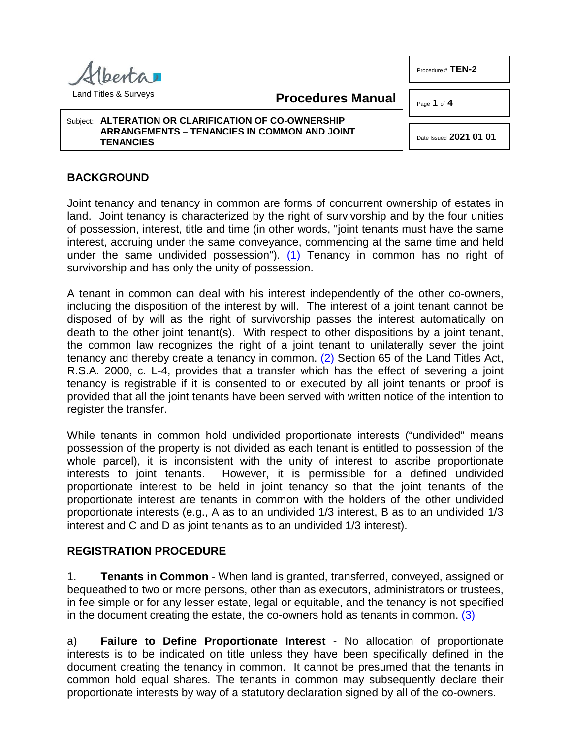Land Titles & Surveys

**Procedures Manual**

Procedure # **TEN-2**

Subject: **ALTERATION OR CLARIFICATION OF CO-OWNERSHIP ARRANGEMENTS – TENANCIES IN COMMON AND JOINT TENANCIES**

Date Issued **2021 01 01**

## BACKGROUND

Joint tenancy and tenancy in common are forms of concurrent ownership of estates in land. Joint tenancy is characterized by the right of survivorship and by the four unities of possession, interest, title and time (in other words, "joint tenants must have the same interest, accruing under the same conveyance, commencing at the same time and held under the same undivided possession"). (1) Tenancy in common has no right of survivorship and has only the unity of possession.

A tenant in common can deal with his interest independently of the other co-owners, including the disposition of the interest by will. The interest of a joint tenant cannot be disposed of by will as the right of survivorship passes the interest automatically on death to the other joint tenant(s). With respect to other dispositions by a joint tenant, the common law recognizes the right of a joint tenant to unilaterally sever the joint tenancy and thereby create a tenancy in common. (2) Section 65 of the Land Titles Act, R.S.A. 2000, c. L-4, provides that a transfer which has the effect of severing a joint tenancy is registrable if it is consented to or executed by all joint tenants or proof is provided that all the joint tenants have been served with written notice of the intention to register the transfer.

While tenants in common hold undivided proportionate interests ("undivided" means possession of the property is not divided as each tenant is entitled to possession of the whole parcel), it is inconsistent with the unity of interest to ascribe proportionate interests to joint tenants. However, it is permissible for a defined undivided proportionate interest to be held in joint tenancy so that the joint tenants of the proportionate interest are tenants in common with the holders of the other undivided proportionate interests (e.g., A as to an undivided 1/3 interest, B as to an undivided 1/3 interest and C and D as joint tenants as to an undivided 1/3 interest).

## REGISTRATION PROCEDURE

1. **Tenants in Common** - When land is granted, transferred, conveyed, assigned or bequeathed to two or more persons, other than as executors, administrators or trustees, in fee simple or for any lesser estate, legal or equitable, and the tenancy is not specified in the document creating the estate, the co-owners hold as tenants in common. (3)

a) **Failure to Define Proportionate Interest** - No allocation of proportionate interests is to be indicated on title unless they have been specifically defined in the document creating the tenancy in common. It cannot be presumed that the tenants in common hold equal shares. The tenants in common may subsequently declare their proportionate interests by way of a statutory declaration signed by all of the co-owners.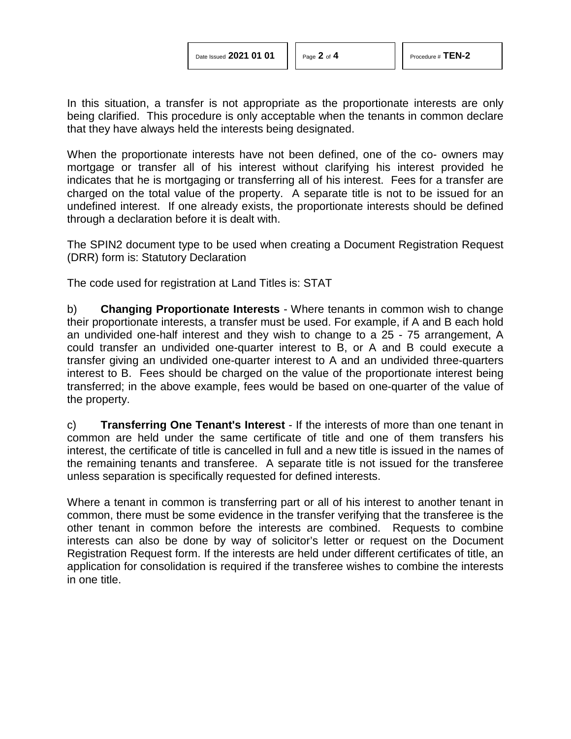In this situation, a transfer is not appropriate as the proportionate interests are only being clarified. This procedure is only acceptable when the tenants in common declare that they have always held the interests being designated.

When the proportionate interests have not been defined, one of the co- owners may mortgage or transfer all of his interest without clarifying his interest provided he indicates that he is mortgaging or transferring all of his interest. Fees for a transfer are charged on the total value of the property. A separate title is not to be issued for an undefined interest. If one already exists, the proportionate interests should be defined through a declaration before it is dealt with.

The SPIN2 document type to be used when creating a Document Registration Request (DRR) form is: Statutory Declaration

The code used for registration at Land Titles is: STAT

b) **Changing Proportionate Interests** - Where tenants in common wish to change their proportionate interests, a transfer must be used. For example, if A and B each hold an undivided one-half interest and they wish to change to a 25 - 75 arrangement, A could transfer an undivided one-quarter interest to B, or A and B could execute a transfer giving an undivided one-quarter interest to A and an undivided three-quarters interest to B. Fees should be charged on the value of the proportionate interest being transferred; in the above example, fees would be based on one-quarter of the value of the property.

c) **Transferring One Tenant's Interest** - If the interests of more than one tenant in common are held under the same certificate of title and one of them transfers his interest, the certificate of title is cancelled in full and a new title is issued in the names of the remaining tenants and transferee. A separate title is not issued for the transferee unless separation is specifically requested for defined interests.

Where a tenant in common is transferring part or all of his interest to another tenant in common, there must be some evidence in the transfer verifying that the transferee is the other tenant in common before the interests are combined. Requests to combine interests can also be done by way of solicitor's letter or request on the Document Registration Request form. If the interests are held under different certificates of title, an application for consolidation is required if the transferee wishes to combine the interests in one title.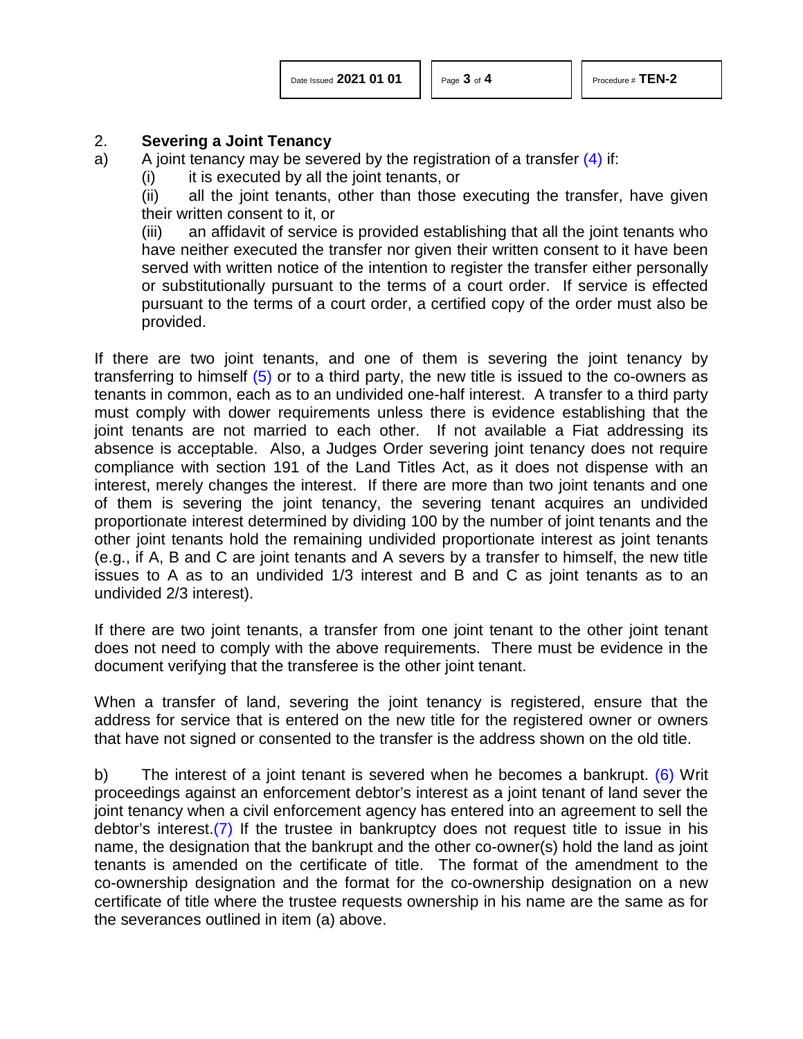## 2. **Severing a Joint Tenancy**

a) A joint tenancy may be severed by the registration of a transfer (4) if:

(i) it is executed by all the joint tenants, or

(ii) all the joint tenants, other than those executing the transfer, have given their written consent to it, or

(iii) an affidavit of service is provided establishing that all the joint tenants who have neither executed the transfer nor given their written consent to it have been served with written notice of the intention to register the transfer either personally or substitutionally pursuant to the terms of a court order. If service is effected pursuant to the terms of a court order, a certified copy of the order must also be provided.

If there are two joint tenants, and one of them is severing the joint tenancy by transferring to himself (5) or to a third party, the new title is issued to the co-owners as tenants in common, each as to an undivided one-half interest. A transfer to a third party must comply with dower requirements unless there is evidence establishing that the joint tenants are not married to each other. If not available a Fiat addressing its absence is acceptable. Also, a Judges Order severing joint tenancy does not require compliance with section 191 of the Land Titles Act, as it does not dispense with an interest, merely changes the interest. If there are more than two joint tenants and one of them is severing the joint tenancy, the severing tenant acquires an undivided proportionate interest determined by dividing 100 by the number of joint tenants and the other joint tenants hold the remaining undivided proportionate interest as joint tenants (e.g., if A, B and C are joint tenants and A severs by a transfer to himself, the new title issues to A as to an undivided 1/3 interest and B and C as joint tenants as to an undivided 2/3 interest).

If there are two joint tenants, a transfer from one joint tenant to the other joint tenant does not need to comply with the above requirements. There must be evidence in the document verifying that the transferee is the other joint tenant.

When a transfer of land, severing the joint tenancy is registered, ensure that the address for service that is entered on the new title for the registered owner or owners that have not signed or consented to the transfer is the address shown on the old title.

b) The interest of a joint tenant is severed when he becomes a bankrupt. (6) Writ proceedings against an enforcement debtor's interest as a joint tenant of land sever the joint tenancy when a civil enforcement agency has entered into an agreement to sell the debtor's interest.(7) If the trustee in bankruptcy does not request title to issue in his name, the designation that the bankrupt and the other co-owner(s) hold the land as joint tenants is amended on the certificate of title. The format of the amendment to the co-ownership designation and the format for the co-ownership designation on a new certificate of title where the trustee requests ownership in his name are the same as for the severances outlined in item (a) above.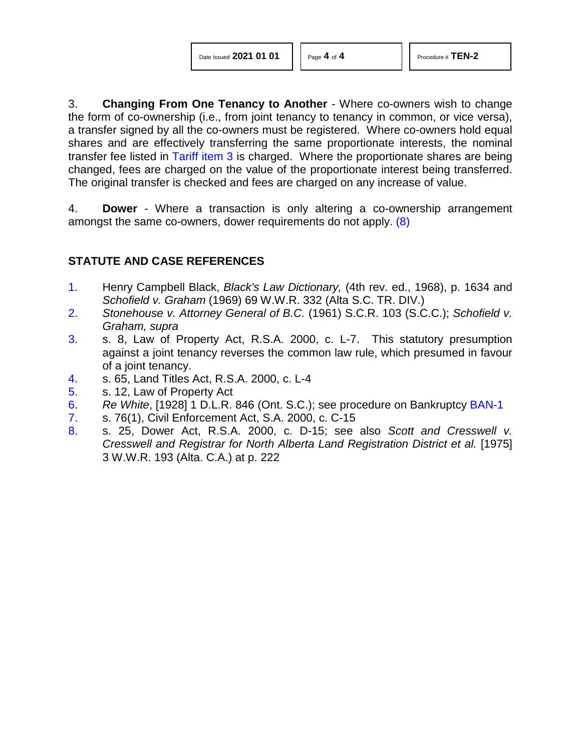3. **Changing From One Tenancy to Another** - Where co-owners wish to change the form of co-ownership (i.e., from joint tenancy to tenancy in common, or vice versa), a transfer signed by all the co-owners must be registered. Where co-owners hold equal shares and are effectively transferring the same proportionate interests, the nominal transfer fee listed in Tariff item 3 is charged. Where the proportionate shares are being changed, fees are charged on the value of the proportionate interest being transferred. The original transfer is checked and fees are charged on any increase of value.

4. **Dower** - Where a transaction is only altering a co-ownership arrangement amongst the same co-owners, dower requirements do not apply. (8)

### STATUTE AND CASE REFERENCES

1. Henry Campbell Black, *Black's Law Dictionary,* (4th rev. ed., 1968), p. 1634 and *Schofield v. Graham* (1969) 69 W.W.R. 332 (Alta S.C. TR. DIV.)
2. *Stonehouse v. Attorney General of B.C.* (1961) S.C.R. 103 (S.C.C.); *Schofield v. Graham, supra*
3. s. 8, Law of Property Act, R.S.A. 2000, c. L-7. This statutory presumption against a joint tenancy reverses the common law rule, which presumed in favour of a joint tenancy.
4. s. 65, Land Titles Act, R.S.A. 2000, c. L-4
5. s. 12, Law of Property Act
6. *Re White*, [1928] 1 D.L.R. 846 (Ont. S.C.); see procedure on Bankruptcy BAN-1
7. s. 76(1), Civil Enforcement Act, S.A. 2000, c. C-15
8. s. 25, Dower Act, R.S.A. 2000, c. D-15; see also *Scott and Cresswell v. Cresswell and Registrar for North Alberta Land Registration District et al.* [1975] 3 W.W.R. 193 (Alta. C.A.) at p. 222